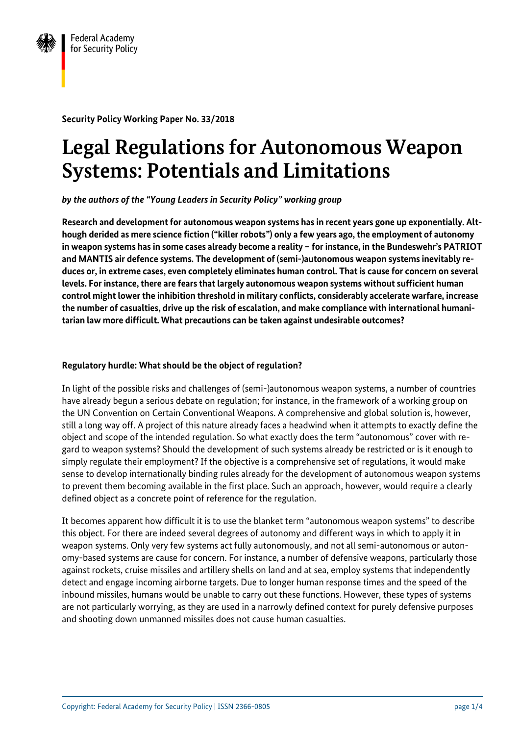Federal Academy for Security Policy

**Security Policy Working Paper No. 33/2018**

# Legal Regulations for Autonomous Weapon Systems: Potentials and Limitations

***by the authors of the "Young Leaders in Security Policy" working group***

**Research and development for autonomous weapon systems has in recent years gone up exponentially. Although derided as mere science fiction ("killer robots") only a few years ago, the employment of autonomy in weapon systems has in some cases already become a reality – for instance, in the Bundeswehr's PATRIOT and MANTIS air defence systems. The development of (semi-)autonomous weapon systems inevitably reduces or, in extreme cases, even completely eliminates human control. That is cause for concern on several levels. For instance, there are fears that largely autonomous weapon systems without sufficient human control might lower the inhibition threshold in military conflicts, considerably accelerate warfare, increase the number of casualties, drive up the risk of escalation, and make compliance with international humanitarian law more difficult. What precautions can be taken against undesirable outcomes?**

### Regulatory hurdle: What should be the object of regulation?

In light of the possible risks and challenges of (semi-)autonomous weapon systems, a number of countries have already begun a serious debate on regulation; for instance, in the framework of a working group on the UN Convention on Certain Conventional Weapons. A comprehensive and global solution is, however, still a long way off. A project of this nature already faces a headwind when it attempts to exactly define the object and scope of the intended regulation. So what exactly does the term "autonomous" cover with regard to weapon systems? Should the development of such systems already be restricted or is it enough to simply regulate their employment? If the objective is a comprehensive set of regulations, it would make sense to develop internationally binding rules already for the development of autonomous weapon systems to prevent them becoming available in the first place. Such an approach, however, would require a clearly defined object as a concrete point of reference for the regulation.

It becomes apparent how difficult it is to use the blanket term "autonomous weapon systems" to describe this object. For there are indeed several degrees of autonomy and different ways in which to apply it in weapon systems. Only very few systems act fully autonomously, and not all semi-autonomous or autonomy-based systems are cause for concern. For instance, a number of defensive weapons, particularly those against rockets, cruise missiles and artillery shells on land and at sea, employ systems that independently detect and engage incoming airborne targets. Due to longer human response times and the speed of the inbound missiles, humans would be unable to carry out these functions. However, these types of systems are not particularly worrying, as they are used in a narrowly defined context for purely defensive purposes and shooting down unmanned missiles does not cause human casualties.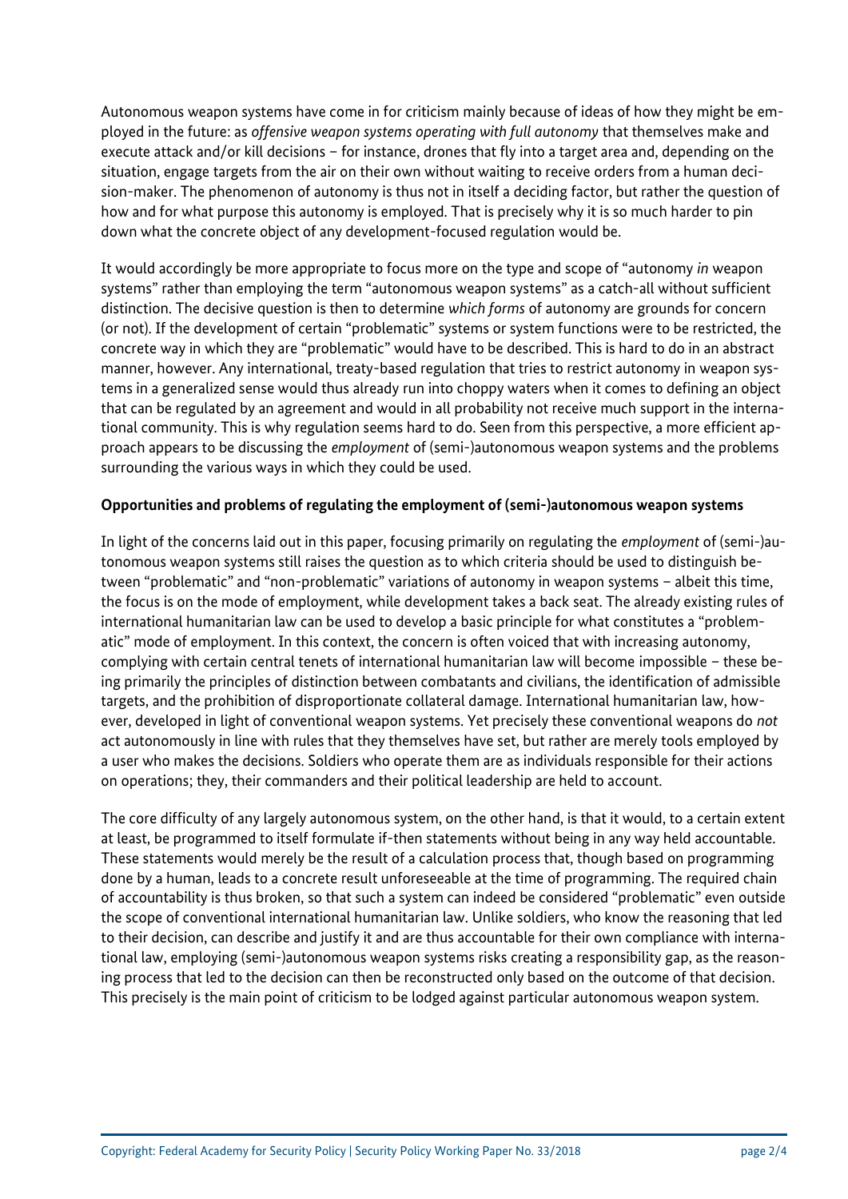Autonomous weapon systems have come in for criticism mainly because of ideas of how they might be employed in the future: as *offensive weapon systems operating with full autonomy* that themselves make and execute attack and/or kill decisions – for instance, drones that fly into a target area and, depending on the situation, engage targets from the air on their own without waiting to receive orders from a human decision-maker. The phenomenon of autonomy is thus not in itself a deciding factor, but rather the question of how and for what purpose this autonomy is employed. That is precisely why it is so much harder to pin down what the concrete object of any development-focused regulation would be.

It would accordingly be more appropriate to focus more on the type and scope of "autonomy *in* weapon systems" rather than employing the term "autonomous weapon systems" as a catch-all without sufficient distinction. The decisive question is then to determine *which forms* of autonomy are grounds for concern (or not). If the development of certain "problematic" systems or system functions were to be restricted, the concrete way in which they are "problematic" would have to be described. This is hard to do in an abstract manner, however. Any international, treaty-based regulation that tries to restrict autonomy in weapon systems in a generalized sense would thus already run into choppy waters when it comes to defining an object that can be regulated by an agreement and would in all probability not receive much support in the international community. This is why regulation seems hard to do. Seen from this perspective, a more efficient approach appears to be discussing the *employment* of (semi-)autonomous weapon systems and the problems surrounding the various ways in which they could be used.

**Opportunities and problems of regulating the employment of (semi-)autonomous weapon systems**

In light of the concerns laid out in this paper, focusing primarily on regulating the *employment* of (semi-)autonomous weapon systems still raises the question as to which criteria should be used to distinguish between "problematic" and "non-problematic" variations of autonomy in weapon systems – albeit this time, the focus is on the mode of employment, while development takes a back seat. The already existing rules of international humanitarian law can be used to develop a basic principle for what constitutes a "problematic" mode of employment. In this context, the concern is often voiced that with increasing autonomy, complying with certain central tenets of international humanitarian law will become impossible – these being primarily the principles of distinction between combatants and civilians, the identification of admissible targets, and the prohibition of disproportionate collateral damage. International humanitarian law, however, developed in light of conventional weapon systems. Yet precisely these conventional weapons do *not* act autonomously in line with rules that they themselves have set, but rather are merely tools employed by a user who makes the decisions. Soldiers who operate them are as individuals responsible for their actions on operations; they, their commanders and their political leadership are held to account.

The core difficulty of any largely autonomous system, on the other hand, is that it would, to a certain extent at least, be programmed to itself formulate if-then statements without being in any way held accountable. These statements would merely be the result of a calculation process that, though based on programming done by a human, leads to a concrete result unforeseeable at the time of programming. The required chain of accountability is thus broken, so that such a system can indeed be considered "problematic" even outside the scope of conventional international humanitarian law. Unlike soldiers, who know the reasoning that led to their decision, can describe and justify it and are thus accountable for their own compliance with international law, employing (semi-)autonomous weapon systems risks creating a responsibility gap, as the reasoning process that led to the decision can then be reconstructed only based on the outcome of that decision. This precisely is the main point of criticism to be lodged against particular autonomous weapon system.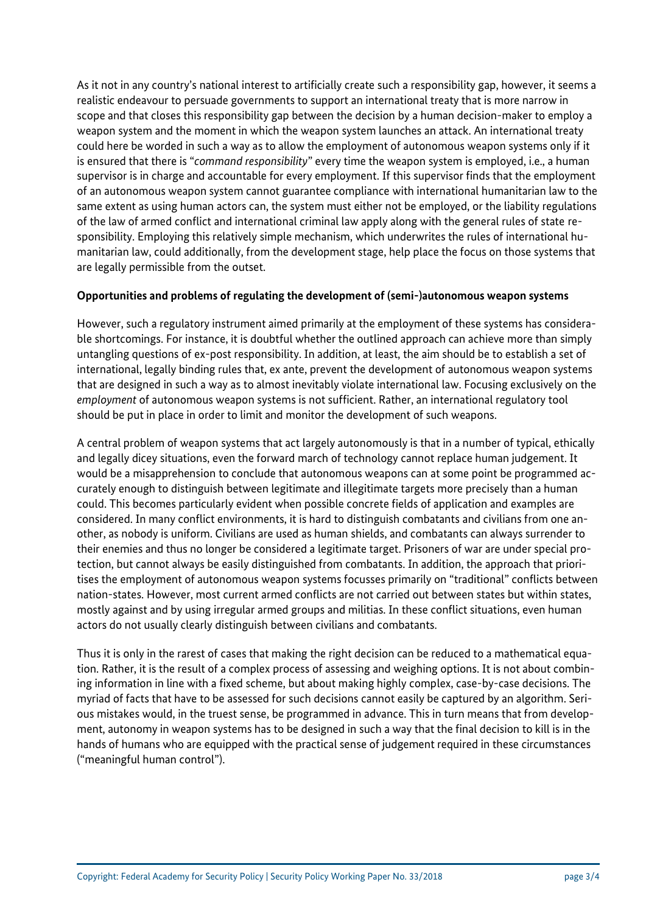As it not in any country's national interest to artificially create such a responsibility gap, however, it seems a realistic endeavour to persuade governments to support an international treaty that is more narrow in scope and that closes this responsibility gap between the decision by a human decision-maker to employ a weapon system and the moment in which the weapon system launches an attack. An international treaty could here be worded in such a way as to allow the employment of autonomous weapon systems only if it is ensured that there is "*command responsibility*" every time the weapon system is employed, i.e., a human supervisor is in charge and accountable for every employment. If this supervisor finds that the employment of an autonomous weapon system cannot guarantee compliance with international humanitarian law to the same extent as using human actors can, the system must either not be employed, or the liability regulations of the law of armed conflict and international criminal law apply along with the general rules of state responsibility. Employing this relatively simple mechanism, which underwrites the rules of international humanitarian law, could additionally, from the development stage, help place the focus on those systems that are legally permissible from the outset.

**Opportunities and problems of regulating the development of (semi-)autonomous weapon systems**

However, such a regulatory instrument aimed primarily at the employment of these systems has considerable shortcomings. For instance, it is doubtful whether the outlined approach can achieve more than simply untangling questions of ex-post responsibility. In addition, at least, the aim should be to establish a set of international, legally binding rules that, ex ante, prevent the development of autonomous weapon systems that are designed in such a way as to almost inevitably violate international law. Focusing exclusively on the *employment* of autonomous weapon systems is not sufficient. Rather, an international regulatory tool should be put in place in order to limit and monitor the development of such weapons.

A central problem of weapon systems that act largely autonomously is that in a number of typical, ethically and legally dicey situations, even the forward march of technology cannot replace human judgement. It would be a misapprehension to conclude that autonomous weapons can at some point be programmed accurately enough to distinguish between legitimate and illegitimate targets more precisely than a human could. This becomes particularly evident when possible concrete fields of application and examples are considered. In many conflict environments, it is hard to distinguish combatants and civilians from one another, as nobody is uniform. Civilians are used as human shields, and combatants can always surrender to their enemies and thus no longer be considered a legitimate target. Prisoners of war are under special protection, but cannot always be easily distinguished from combatants. In addition, the approach that prioritises the employment of autonomous weapon systems focusses primarily on "traditional" conflicts between nation-states. However, most current armed conflicts are not carried out between states but within states, mostly against and by using irregular armed groups and militias. In these conflict situations, even human actors do not usually clearly distinguish between civilians and combatants.

Thus it is only in the rarest of cases that making the right decision can be reduced to a mathematical equation. Rather, it is the result of a complex process of assessing and weighing options. It is not about combining information in line with a fixed scheme, but about making highly complex, case-by-case decisions. The myriad of facts that have to be assessed for such decisions cannot easily be captured by an algorithm. Serious mistakes would, in the truest sense, be programmed in advance. This in turn means that from development, autonomy in weapon systems has to be designed in such a way that the final decision to kill is in the hands of humans who are equipped with the practical sense of judgement required in these circumstances ("meaningful human control").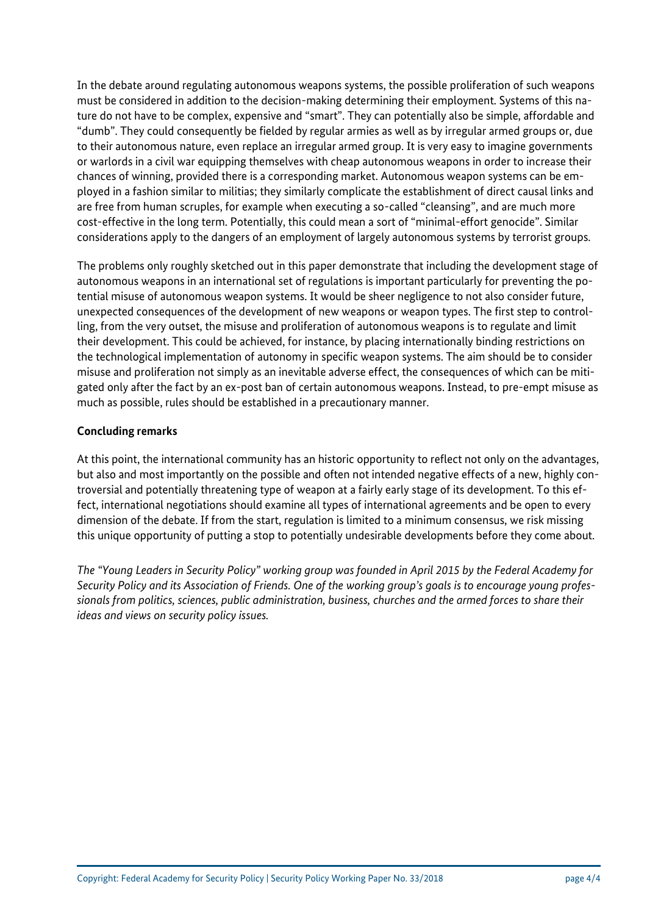In the debate around regulating autonomous weapons systems, the possible proliferation of such weapons must be considered in addition to the decision-making determining their employment. Systems of this nature do not have to be complex, expensive and "smart". They can potentially also be simple, affordable and "dumb". They could consequently be fielded by regular armies as well as by irregular armed groups or, due to their autonomous nature, even replace an irregular armed group. It is very easy to imagine governments or warlords in a civil war equipping themselves with cheap autonomous weapons in order to increase their chances of winning, provided there is a corresponding market. Autonomous weapon systems can be employed in a fashion similar to militias; they similarly complicate the establishment of direct causal links and are free from human scruples, for example when executing a so-called "cleansing", and are much more cost-effective in the long term. Potentially, this could mean a sort of "minimal-effort genocide". Similar considerations apply to the dangers of an employment of largely autonomous systems by terrorist groups.

The problems only roughly sketched out in this paper demonstrate that including the development stage of autonomous weapons in an international set of regulations is important particularly for preventing the potential misuse of autonomous weapon systems. It would be sheer negligence to not also consider future, unexpected consequences of the development of new weapons or weapon types. The first step to controlling, from the very outset, the misuse and proliferation of autonomous weapons is to regulate and limit their development. This could be achieved, for instance, by placing internationally binding restrictions on the technological implementation of autonomy in specific weapon systems. The aim should be to consider misuse and proliferation not simply as an inevitable adverse effect, the consequences of which can be mitigated only after the fact by an ex-post ban of certain autonomous weapons. Instead, to pre-empt misuse as much as possible, rules should be established in a precautionary manner.

**Concluding remarks**

At this point, the international community has an historic opportunity to reflect not only on the advantages, but also and most importantly on the possible and often not intended negative effects of a new, highly controversial and potentially threatening type of weapon at a fairly early stage of its development. To this effect, international negotiations should examine all types of international agreements and be open to every dimension of the debate. If from the start, regulation is limited to a minimum consensus, we risk missing this unique opportunity of putting a stop to potentially undesirable developments before they come about.

*The "Young Leaders in Security Policy" working group was founded in April 2015 by the Federal Academy for Security Policy and its Association of Friends. One of the working group's goals is to encourage young professionals from politics, sciences, public administration, business, churches and the armed forces to share their ideas and views on security policy issues.*